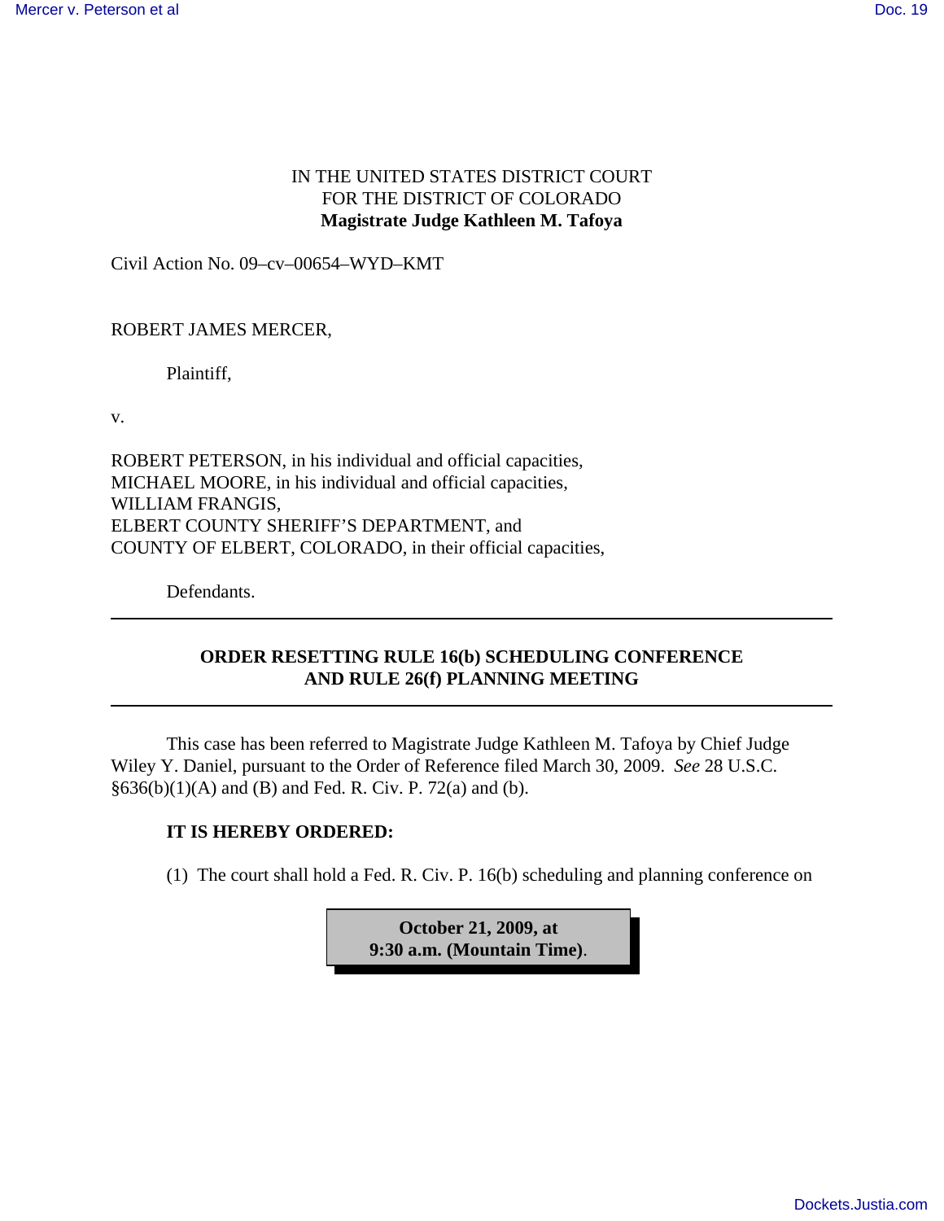IN THE UNITED STATES DISTRICT COURT
FOR THE DISTRICT OF COLORADO
**Magistrate Judge Kathleen M. Tafoya**

Civil Action No. 09–cv–00654–WYD–KMT

ROBERT JAMES MERCER,

Plaintiff,

v.

ROBERT PETERSON, in his individual and official capacities,
MICHAEL MOORE, in his individual and official capacities,
WILLIAM FRANGIS,
ELBERT COUNTY SHERIFF'S DEPARTMENT, and
COUNTY OF ELBERT, COLORADO, in their official capacities,

Defendants.

---

## ORDER RESETTING RULE 16(b) SCHEDULING CONFERENCE AND RULE 26(f) PLANNING MEETING

---

This case has been referred to Magistrate Judge Kathleen M. Tafoya by Chief Judge Wiley Y. Daniel, pursuant to the Order of Reference filed March 30, 2009. *See* 28 U.S.C. §636(b)(1)(A) and (B) and Fed. R. Civ. P. 72(a) and (b).

**IT IS HEREBY ORDERED:**

(1) The court shall hold a Fed. R. Civ. P. 16(b) scheduling and planning conference on

**October 21, 2009, at 9:30 a.m. (Mountain Time)**.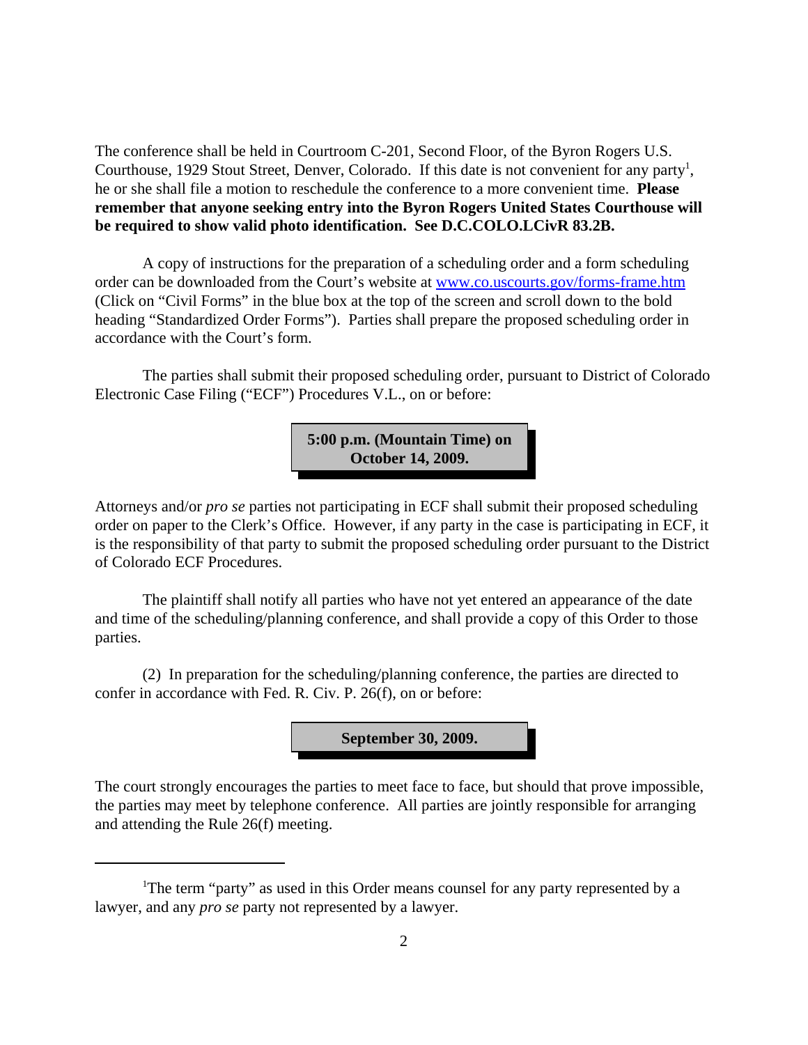The conference shall be held in Courtroom C-201, Second Floor, of the Byron Rogers U.S. Courthouse, 1929 Stout Street, Denver, Colorado. If this date is not convenient for any party[1], he or she shall file a motion to reschedule the conference to a more convenient time. **Please remember that anyone seeking entry into the Byron Rogers United States Courthouse will be required to show valid photo identification. See D.C.COLO.LCivR 83.2B.**

A copy of instructions for the preparation of a scheduling order and a form scheduling order can be downloaded from the Court's website at www.co.uscourts.gov/forms-frame.htm (Click on "Civil Forms" in the blue box at the top of the screen and scroll down to the bold heading "Standardized Order Forms"). Parties shall prepare the proposed scheduling order in accordance with the Court's form.

The parties shall submit their proposed scheduling order, pursuant to District of Colorado Electronic Case Filing ("ECF") Procedures V.L., on or before:

**5:00 p.m. (Mountain Time) on October 14, 2009.**

Attorneys and/or *pro se* parties not participating in ECF shall submit their proposed scheduling order on paper to the Clerk's Office. However, if any party in the case is participating in ECF, it is the responsibility of that party to submit the proposed scheduling order pursuant to the District of Colorado ECF Procedures.

The plaintiff shall notify all parties who have not yet entered an appearance of the date and time of the scheduling/planning conference, and shall provide a copy of this Order to those parties.

(2) In preparation for the scheduling/planning conference, the parties are directed to confer in accordance with Fed. R. Civ. P. 26(f), on or before:

**September 30, 2009.**

The court strongly encourages the parties to meet face to face, but should that prove impossible, the parties may meet by telephone conference. All parties are jointly responsible for arranging and attending the Rule 26(f) meeting.

---

[1] The term "party" as used in this Order means counsel for any party represented by a lawyer, and any *pro se* party not represented by a lawyer.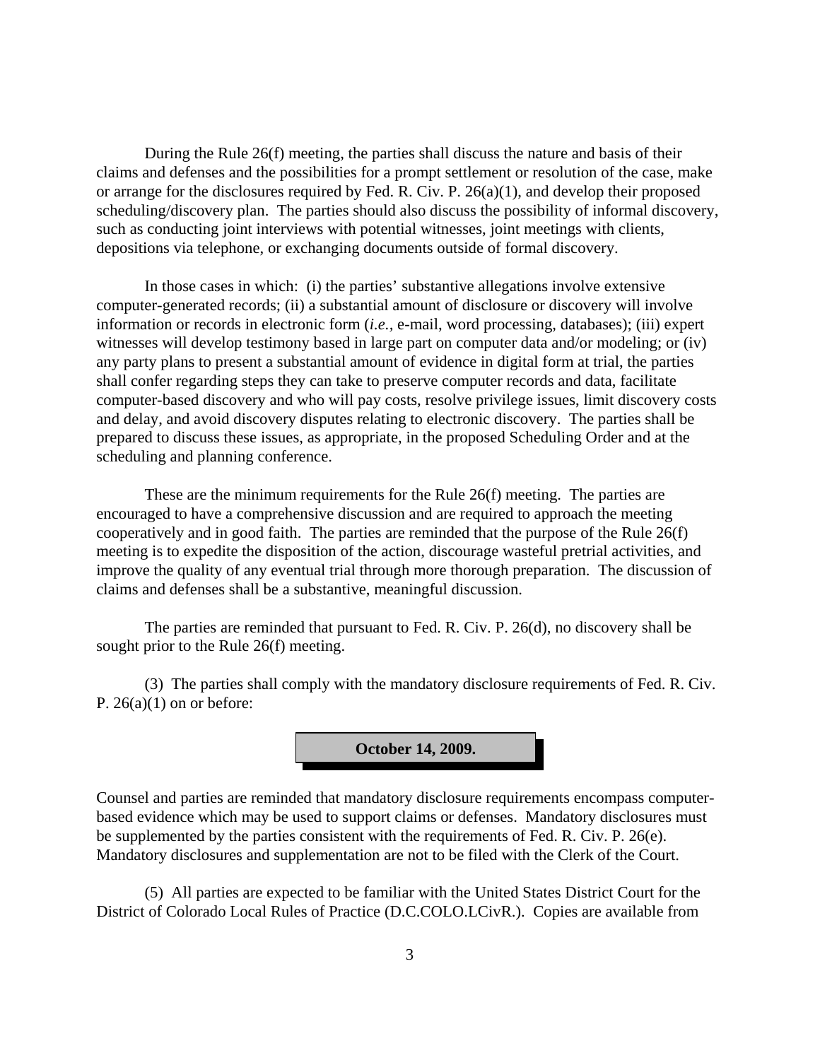During the Rule 26(f) meeting, the parties shall discuss the nature and basis of their claims and defenses and the possibilities for a prompt settlement or resolution of the case, make or arrange for the disclosures required by Fed. R. Civ. P. 26(a)(1), and develop their proposed scheduling/discovery plan. The parties should also discuss the possibility of informal discovery, such as conducting joint interviews with potential witnesses, joint meetings with clients, depositions via telephone, or exchanging documents outside of formal discovery.

In those cases in which: (i) the parties' substantive allegations involve extensive computer-generated records; (ii) a substantial amount of disclosure or discovery will involve information or records in electronic form (*i.e.,* e-mail, word processing, databases); (iii) expert witnesses will develop testimony based in large part on computer data and/or modeling; or (iv) any party plans to present a substantial amount of evidence in digital form at trial, the parties shall confer regarding steps they can take to preserve computer records and data, facilitate computer-based discovery and who will pay costs, resolve privilege issues, limit discovery costs and delay, and avoid discovery disputes relating to electronic discovery. The parties shall be prepared to discuss these issues, as appropriate, in the proposed Scheduling Order and at the scheduling and planning conference.

These are the minimum requirements for the Rule 26(f) meeting. The parties are encouraged to have a comprehensive discussion and are required to approach the meeting cooperatively and in good faith. The parties are reminded that the purpose of the Rule 26(f) meeting is to expedite the disposition of the action, discourage wasteful pretrial activities, and improve the quality of any eventual trial through more thorough preparation. The discussion of claims and defenses shall be a substantive, meaningful discussion.

The parties are reminded that pursuant to Fed. R. Civ. P. 26(d), no discovery shall be sought prior to the Rule 26(f) meeting.

(3) The parties shall comply with the mandatory disclosure requirements of Fed. R. Civ. P. 26(a)(1) on or before:

**October 14, 2009.**

Counsel and parties are reminded that mandatory disclosure requirements encompass computer-based evidence which may be used to support claims or defenses. Mandatory disclosures must be supplemented by the parties consistent with the requirements of Fed. R. Civ. P. 26(e). Mandatory disclosures and supplementation are not to be filed with the Clerk of the Court.

(5) All parties are expected to be familiar with the United States District Court for the District of Colorado Local Rules of Practice (D.C.COLO.LCivR.). Copies are available from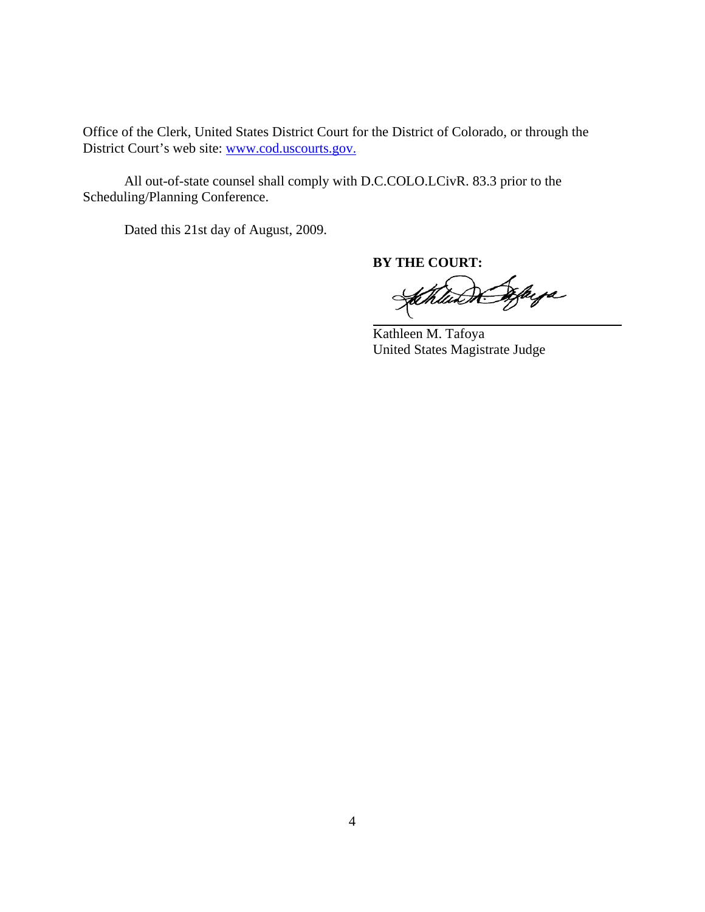Office of the Clerk, United States District Court for the District of Colorado, or through the District Court's web site: [www.cod.uscourts.gov.](http://www.cod.uscourts.gov)

All out-of-state counsel shall comply with D.C.COLO.LCivR. 83.3 prior to the Scheduling/Planning Conference.

Dated this 21st day of August, 2009.

**BY THE COURT:**

Kathleen M. Tafoya
United States Magistrate Judge